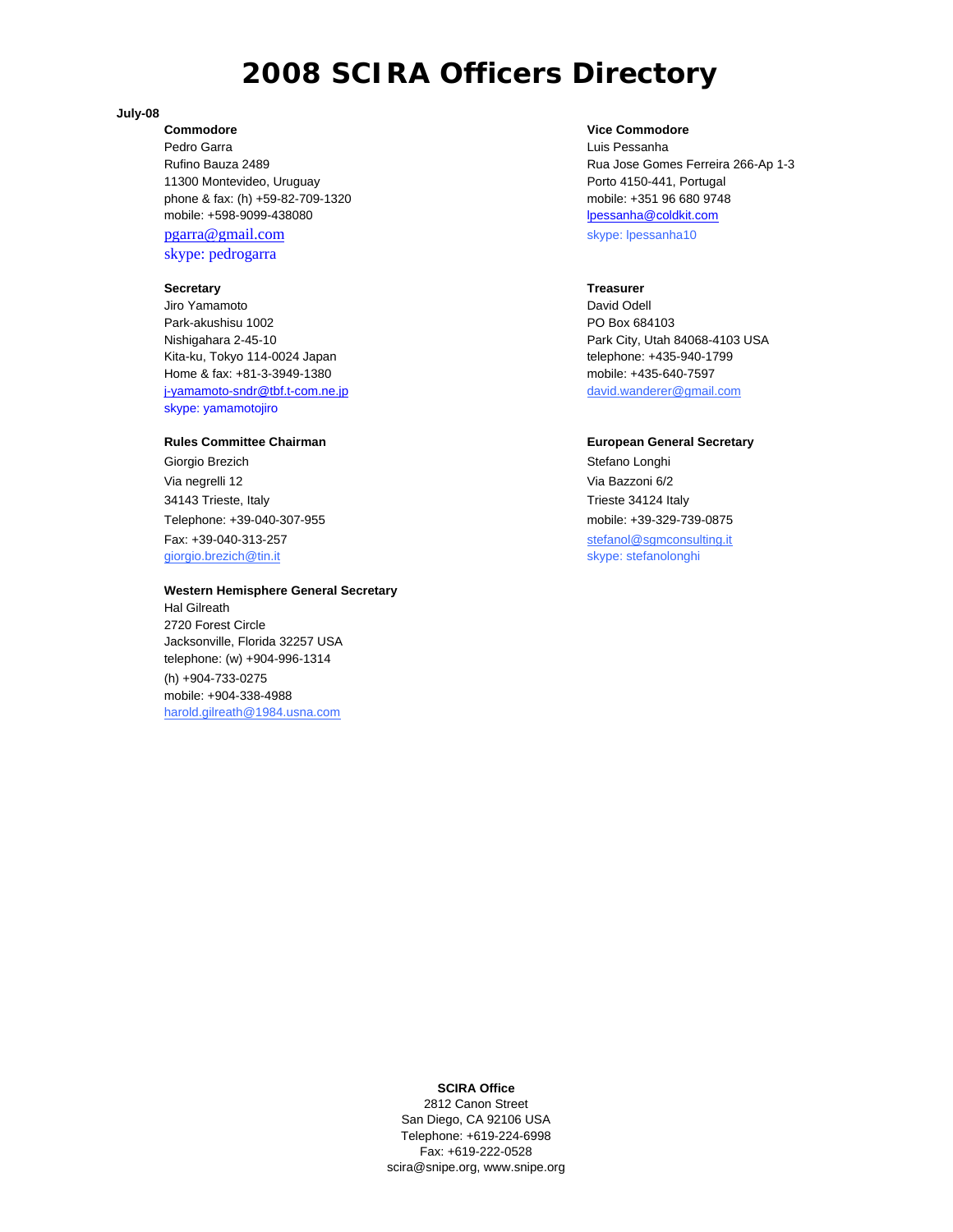# 2008 SCIRA Officers Directory

**July-08**

**Commodore**
Pedro Garra
Rufino Bauza 2489
11300 Montevideo, Uruguay
phone & fax: (h) +59-82-709-1320
mobile: +598-9099-438080
pgarra@gmail.com
skype: pedrogarra

**Vice Commodore**
Luis Pessanha
Rua Jose Gomes Ferreira 266-Ap 1-3
Porto 4150-441, Portugal
mobile: +351 96 680 9748
lpessanha@coldkit.com
skype: lpessanha10

**Secretary**
Jiro Yamamoto
Park-akushisu 1002
Nishigahara 2-45-10
Kita-ku, Tokyo 114-0024 Japan
Home & fax: +81-3-3949-1380
j-yamamoto-sndr@tbf.t-com.ne.jp
skype: yamamotojiro

**Treasurer**
David Odell
PO Box 684103
Park City, Utah 84068-4103 USA
telephone: +435-940-1799
mobile: +435-640-7597
david.wanderer@gmail.com

**Rules Committee Chairman**
Giorgio Brezich
Via negrelli 12
34143 Trieste, Italy
Telephone: +39-040-307-955
Fax: +39-040-313-257
giorgio.brezich@tin.it

**European General Secretary**
Stefano Longhi
Via Bazzoni 6/2
Trieste 34124 Italy
mobile: +39-329-739-0875
stefanol@sgmconsulting.it
skype: stefanolonghi

**Western Hemisphere General Secretary**
Hal Gilreath
2720 Forest Circle
Jacksonville, Florida 32257 USA
telephone: (w) +904-996-1314
(h) +904-733-0275
mobile: +904-338-4988
harold.gilreath@1984.usna.com

**SCIRA Office**
2812 Canon Street
San Diego, CA 92106 USA
Telephone: +619-224-6998
Fax: +619-222-0528
scira@snipe.org, www.snipe.org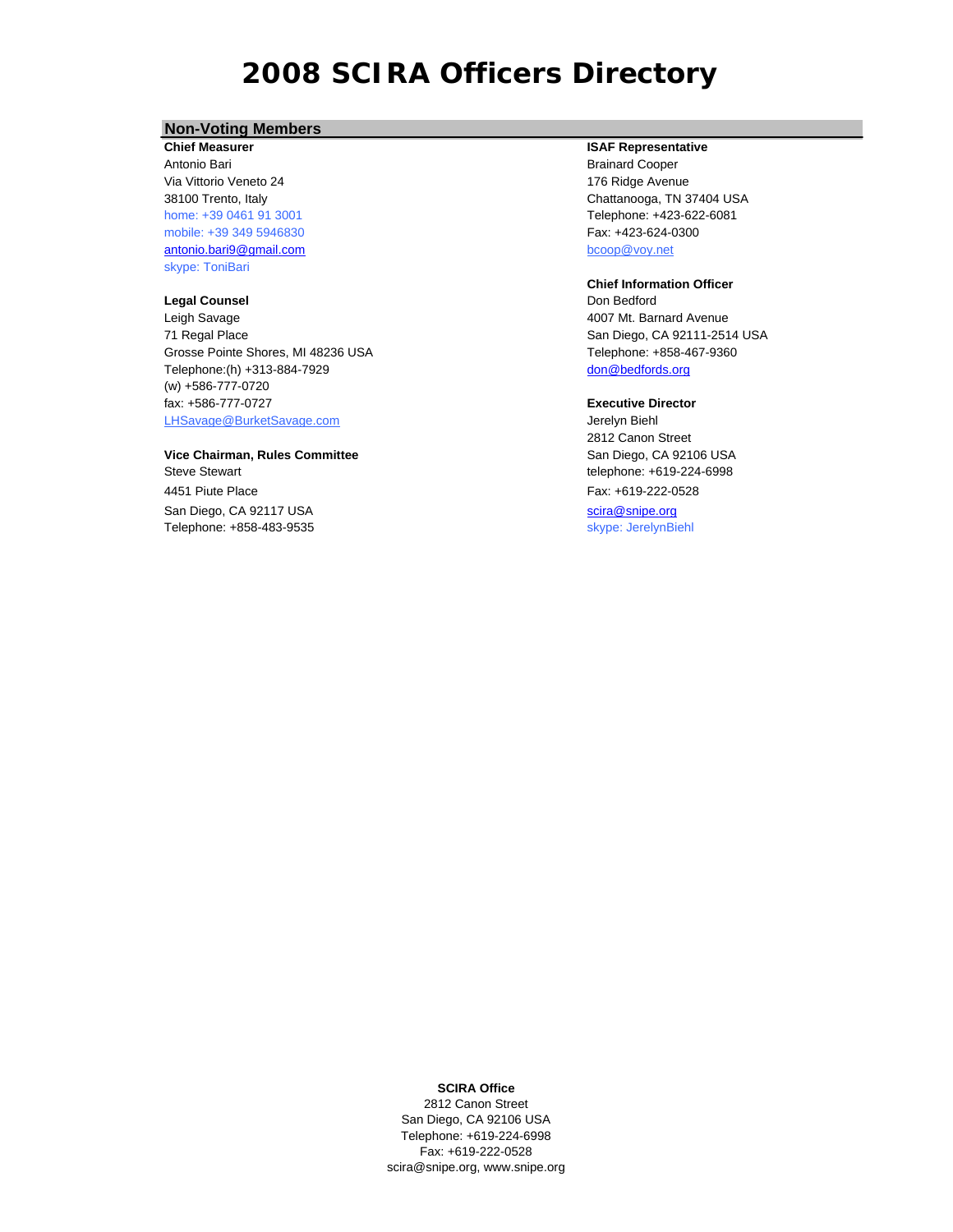# 2008 SCIRA Officers Directory

## Non-Voting Members

**Chief Measurer**
Antonio Bari
Via Vittorio Veneto 24
38100 Trento, Italy
home: +39 0461 91 3001
mobile: +39 349 5946830
antonio.bari9@gmail.com
skype: ToniBari

**Legal Counsel**
Leigh Savage
71 Regal Place
Grosse Pointe Shores, MI 48236 USA
Telephone:(h) +313-884-7929
(w) +586-777-0720
fax: +586-777-0727
LHSavage@BurketSavage.com

**Vice Chairman, Rules Committee**
Steve Stewart
4451 Piute Place
San Diego, CA 92117 USA
Telephone: +858-483-9535

**ISAF Representative**
Brainard Cooper
176 Ridge Avenue
Chattanooga, TN 37404 USA
Telephone: +423-622-6081
Fax: +423-624-0300
bcoop@voy.net

**Chief Information Officer**
Don Bedford
4007 Mt. Barnard Avenue
San Diego, CA 92111-2514 USA
Telephone: +858-467-9360
don@bedfords.org

**Executive Director**
Jerelyn Biehl
2812 Canon Street
San Diego, CA 92106 USA
telephone: +619-224-6998
Fax: +619-222-0528
scira@snipe.org
skype: JerelynBiehl

**SCIRA Office**
2812 Canon Street
San Diego, CA 92106 USA
Telephone: +619-224-6998
Fax: +619-222-0528
scira@snipe.org, www.snipe.org